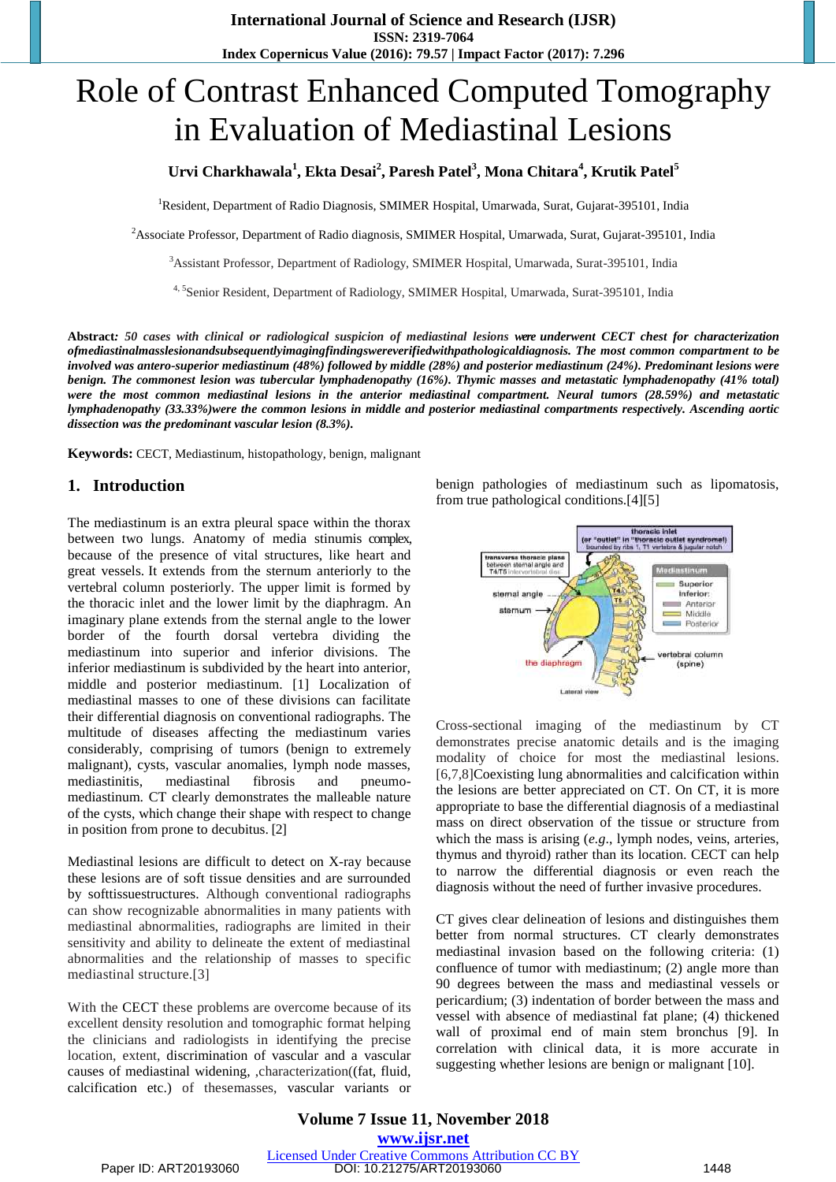# Role of Contrast Enhanced Computed Tomography in Evaluation of Mediastinal Lesions

**Urvi Charkhawala[1], Ekta Desai[2], Paresh Patel[3], Mona Chitara[4], Krutik Patel[5]**

[1]Resident, Department of Radio Diagnosis, SMIMER Hospital, Umarwada, Surat, Gujarat-395101, India

[2]Associate Professor, Department of Radio diagnosis, SMIMER Hospital, Umarwada, Surat, Gujarat-395101, India

[3]Assistant Professor, Department of Radiology, SMIMER Hospital, Umarwada, Surat-395101, India

[4, 5]Senior Resident, Department of Radiology, SMIMER Hospital, Umarwada, Surat-395101, India

**Abstract:** ***50 cases with clinical or radiological suspicion of mediastinal lesions were underwent CECT chest for characterization ofmediastinalmasslesionandsubsequentlyimagingfindingswereverifiedwithpathologicaldiagnosis. The most common compartment to be involved was antero-superior mediastinum (48%) followed by middle (28%) and posterior mediastinum (24%). Predominant lesions were benign. The commonest lesion was tubercular lymphadenopathy (16%). Thymic masses and metastatic lymphadenopathy (41% total) were the most common mediastinal lesions in the anterior mediastinal compartment. Neural tumors (28.59%) and metastatic lymphadenopathy (33.33%)were the common lesions in middle and posterior mediastinal compartments respectively. Ascending aortic dissection was the predominant vascular lesion (8.3%).***

**Keywords:** CECT, Mediastinum, histopathology, benign, malignant

## 1. Introduction

The mediastinum is an extra pleural space within the thorax between two lungs. Anatomy of media stinumis complex, because of the presence of vital structures, like heart and great vessels. It extends from the sternum anteriorly to the vertebral column posteriorly. The upper limit is formed by the thoracic inlet and the lower limit by the diaphragm. An imaginary plane extends from the sternal angle to the lower border of the fourth dorsal vertebra dividing the mediastinum into superior and inferior divisions. The inferior mediastinum is subdivided by the heart into anterior, middle and posterior mediastinum. [1] Localization of mediastinal masses to one of these divisions can facilitate their differential diagnosis on conventional radiographs. The multitude of diseases affecting the mediastinum varies considerably, comprising of tumors (benign to extremely malignant), cysts, vascular anomalies, lymph node masses, mediastinitis, mediastinal fibrosis and pneumo-mediastinum. CT clearly demonstrates the malleable nature of the cysts, which change their shape with respect to change in position from prone to decubitus. [2]

Mediastinal lesions are difficult to detect on X-ray because these lesions are of soft tissue densities and are surrounded by softtissuestructures. Although conventional radiographs can show recognizable abnormalities in many patients with mediastinal abnormalities, radiographs are limited in their sensitivity and ability to delineate the extent of mediastinal abnormalities and the relationship of masses to specific mediastinal structure.[3]

With the CECT these problems are overcome because of its excellent density resolution and tomographic format helping the clinicians and radiologists in identifying the precise location, extent, discrimination of vascular and a vascular causes of mediastinal widening, ,characterization((fat, fluid, calcification etc.) of thesemasses, vascular variants or benign pathologies of mediastinum such as lipomatosis, from true pathological conditions.[4][5]

Cross-sectional imaging of the mediastinum by CT demonstrates precise anatomic details and is the imaging modality of choice for most the mediastinal lesions. [6,7,8]Coexisting lung abnormalities and calcification within the lesions are better appreciated on CT. On CT, it is more appropriate to base the differential diagnosis of a mediastinal mass on direct observation of the tissue or structure from which the mass is arising (*e.g.*, lymph nodes, veins, arteries, thymus and thyroid) rather than its location. CECT can help to narrow the differential diagnosis or even reach the diagnosis without the need of further invasive procedures.

CT gives clear delineation of lesions and distinguishes them better from normal structures. CT clearly demonstrates mediastinal invasion based on the following criteria: (1) confluence of tumor with mediastinum; (2) angle more than 90 degrees between the mass and mediastinal vessels or pericardium; (3) indentation of border between the mass and vessel with absence of mediastinal fat plane; (4) thickened wall of proximal end of main stem bronchus [9]. In correlation with clinical data, it is more accurate in suggesting whether lesions are benign or malignant [10].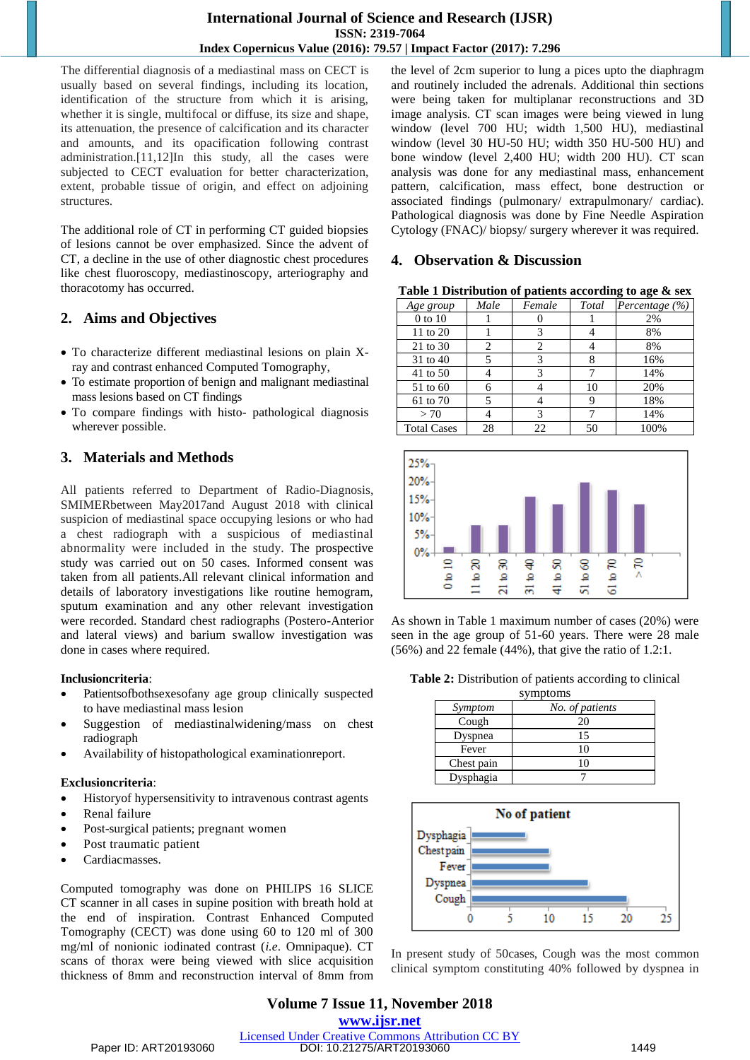The differential diagnosis of a mediastinal mass on CECT is usually based on several findings, including its location, identification of the structure from which it is arising, whether it is single, multifocal or diffuse, its size and shape, its attenuation, the presence of calcification and its character and amounts, and its opacification following contrast administration.[11,12]In this study, all the cases were subjected to CECT evaluation for better characterization, extent, probable tissue of origin, and effect on adjoining structures.

The additional role of CT in performing CT guided biopsies of lesions cannot be over emphasized. Since the advent of CT, a decline in the use of other diagnostic chest procedures like chest fluoroscopy, mediastinoscopy, arteriography and thoracotomy has occurred.

## 2. Aims and Objectives

- To characterize different mediastinal lesions on plain X-ray and contrast enhanced Computed Tomography,
- To estimate proportion of benign and malignant mediastinal mass lesions based on CT findings
- To compare findings with histo- pathological diagnosis wherever possible.

## 3. Materials and Methods

All patients referred to Department of Radio-Diagnosis, SMIMERbetween May2017and August 2018 with clinical suspicion of mediastinal space occupying lesions or who had a chest radiograph with a suspicious of mediastinal abnormality were included in the study. The prospective study was carried out on 50 cases. Informed consent was taken from all patients.All relevant clinical information and details of laboratory investigations like routine hemogram, sputum examination and any other relevant investigation were recorded. Standard chest radiographs (Postero-Anterior and lateral views) and barium swallow investigation was done in cases where required.

**Inclusioncriteria**:

- Patientsofbothsexesofany age group clinically suspected to have mediastinal mass lesion
- Suggestion of mediastinalwidening/mass on chest radiograph
- Availability of histopathological examinationreport.

**Exclusioncriteria**:

- Historyof hypersensitivity to intravenous contrast agents
- Renal failure
- Post-surgical patients; pregnant women
- Post traumatic patient
- Cardiacmasses.

Computed tomography was done on PHILIPS 16 SLICE CT scanner in all cases in supine position with breath hold at the end of inspiration. Contrast Enhanced Computed Tomography (CECT) was done using 60 to 120 ml of 300 mg/ml of nonionic iodinated contrast (*i.e.* Omnipaque). CT scans of thorax were being viewed with slice acquisition thickness of 8mm and reconstruction interval of 8mm from the level of 2cm superior to lung a pices upto the diaphragm and routinely included the adrenals. Additional thin sections were being taken for multiplanar reconstructions and 3D image analysis. CT scan images were being viewed in lung window (level 700 HU; width 1,500 HU), mediastinal window (level 30 HU-50 HU; width 350 HU-500 HU) and bone window (level 2,400 HU; width 200 HU). CT scan analysis was done for any mediastinal mass, enhancement pattern, calcification, mass effect, bone destruction or associated findings (pulmonary/ extrapulmonary/ cardiac). Pathological diagnosis was done by Fine Needle Aspiration Cytology (FNAC)/ biopsy/ surgery wherever it was required.

## 4. Observation & Discussion

**Table 1 Distribution of patients according to age & sex**

| *Age group* | *Male* | *Female* | *Total* | *Percentage (%)* |
|---|---|---|---|---|
| 0 to 10 | 1 | 0 | 1 | 2% |
| 11 to 20 | 1 | 3 | 4 | 8% |
| 21 to 30 | 2 | 2 | 4 | 8% |
| 31 to 40 | 5 | 3 | 8 | 16% |
| 41 to 50 | 4 | 3 | 7 | 14% |
| 51 to 60 | 6 | 4 | 10 | 20% |
| 61 to 70 | 5 | 4 | 9 | 18% |
| > 70 | 4 | 3 | 7 | 14% |
| Total Cases | 28 | 22 | 50 | 100% |

As shown in Table 1 maximum number of cases (20%) were seen in the age group of 51-60 years. There were 28 male (56%) and 22 female (44%), that give the ratio of 1.2:1.

**Table 2:** Distribution of patients according to clinical symptoms

| *Symptom* | *No. of patients* |
|---|---|
| Cough | 20 |
| Dyspnea | 15 |
| Fever | 10 |
| Chest pain | 10 |
| Dysphagia | 7 |

In present study of 50cases, Cough was the most common clinical symptom constituting 40% followed by dyspnea in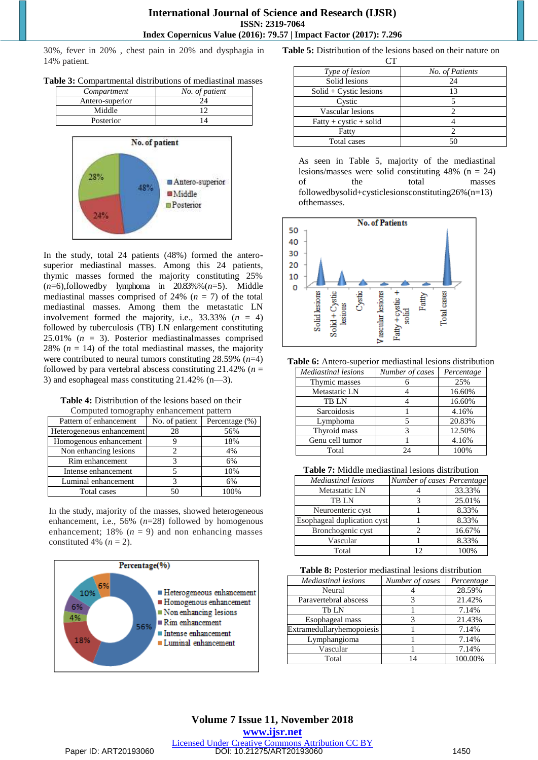30%, fever in 20% , chest pain in 20% and dysphagia in 14% patient.

**Table 3:** Compartmental distributions of mediastinal masses

| *Compartment* | *No. of patient* |
|---|---|
| Antero-superior | 24 |
| Middle | 12 |
| Posterior | 14 |

In the study, total 24 patients (48%) formed the antero-superior mediastinal masses. Among this 24 patients, thymic masses formed the majority constituting 25% (*n*=6),followedby lymphoma in 20.83%(*n*=5). Middle mediastinal masses comprised of 24% (*n* = 7) of the total mediastinal masses. Among them the metastatic LN involvement formed the majority, i.e., 33.33% (*n* = 4) followed by tuberculosis (TB) LN enlargement constituting 25.01% (*n* = 3). Posterior mediastinalmasses comprised 28% (*n* = 14) of the total mediastinal masses, the majority were contributed to neural tumors constituting 28.59% (*n*=4) followed by para vertebral abscess constituting 21.42% (*n* = 3) and esophageal mass constituting 21.42% (n—3).

**Table 4:** Distribution of the lesions based on their Computed tomography enhancement pattern

| Pattern of enhancement | No. of patient | Percentage (%) |
|---|---|---|
| Heterogeneous enhancement | 28 | 56% |
| Homogenous enhancement | 9 | 18% |
| Non enhancing lesions | 2 | 4% |
| Rim enhancement | 3 | 6% |
| Intense enhancement | 5 | 10% |
| Luminal enhancement | 3 | 6% |
| Total cases | 50 | 100% |

In the study, majority of the masses, showed heterogeneous enhancement, i.e., 56% (*n*=28) followed by homogenous enhancement; 18% (*n* = 9) and non enhancing masses constituted 4% (*n* = 2).

**Table 5:** Distribution of the lesions based on their nature on CT

| *Type of lesion* | *No. of Patients* |
|---|---|
| Solid lesions | 24 |
| Solid + Cystic lesions | 13 |
| Cystic | 5 |
| Vascular lesions | 2 |
| Fatty + cystic + solid | 4 |
| Fatty | 2 |
| Total cases | 50 |

As seen in Table 5, majority of the mediastinal lesions/masses were solid constituting 48% (n = 24) of the total masses followedbysolid+cysticlesionsconstituting26%(n=13) ofthemasses.

**Table 6:** Antero-superior mediastinal lesions distribution

| *Mediastinal lesions* | *Number of cases* | *Percentage* |
|---|---|---|
| Thymic masses | 6 | 25% |
| Metastatic LN | 4 | 16.60% |
| TB LN | 4 | 16.60% |
| Sarcoidosis | 1 | 4.16% |
| Lymphoma | 5 | 20.83% |
| Thyroid mass | 3 | 12.50% |
| Genu cell tumor | 1 | 4.16% |
| Total | 24 | 100% |

**Table 7:** Middle mediastinal lesions distribution

| *Mediastinal lesions* | *Number of cases* | *Percentage* |
|---|---|---|
| Metastatic LN | 4 | 33.33% |
| TB LN | 3 | 25.01% |
| Neuroenteric cyst | 1 | 8.33% |
| Esophageal duplication cyst | 1 | 8.33% |
| Bronchogenic cyst | 2 | 16.67% |
| Vascular | 1 | 8.33% |
| Total | 12 | 100% |

**Table 8:** Posterior mediastinal lesions distribution

| *Mediastinal lesions* | *Number of cases* | *Percentage* |
|---|---|---|
| Neural | 4 | 28.59% |
| Paravertebral abscess | 3 | 21.42% |
| Tb LN | 1 | 7.14% |
| Esophageal mass | 3 | 21.43% |
| Extramedullaryhemopoiesis | 1 | 7.14% |
| Lymphangioma | 1 | 7.14% |
| Vascular | 1 | 7.14% |
| Total | 14 | 100.00% |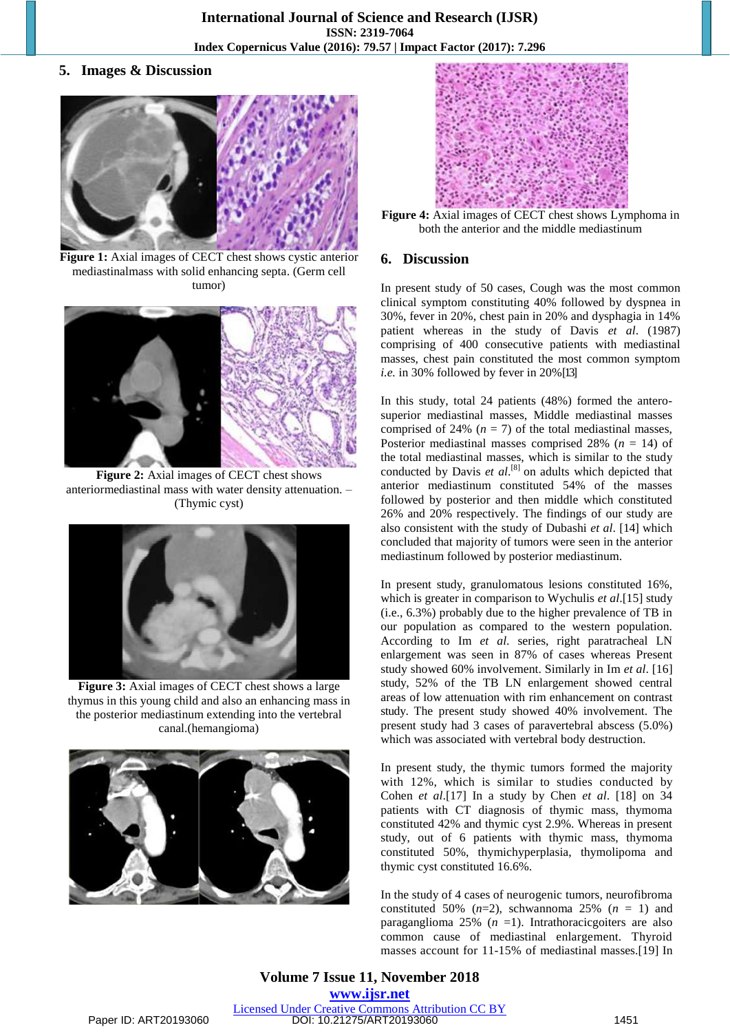## 5. Images & Discussion

**Figure 1:** Axial images of CECT chest shows cystic anterior mediastinalmass with solid enhancing septa. (Germ cell tumor)

**Figure 2:** Axial images of CECT chest shows anteriormediastinal mass with water density attenuation. – (Thymic cyst)

**Figure 3:** Axial images of CECT chest shows a large thymus in this young child and also an enhancing mass in the posterior mediastinum extending into the vertebral canal.(hemangioma)

**Figure 4:** Axial images of CECT chest shows Lymphoma in both the anterior and the middle mediastinum

## 6. Discussion

In present study of 50 cases, Cough was the most common clinical symptom constituting 40% followed by dyspnea in 30%, fever in 20%, chest pain in 20% and dysphagia in 14% patient whereas in the study of Davis *et al*. (1987) comprising of 400 consecutive patients with mediastinal masses, chest pain constituted the most common symptom *i.e.* in 30% followed by fever in 20%[13]

In this study, total 24 patients (48%) formed the antero-superior mediastinal masses, Middle mediastinal masses comprised of 24% ($n$ = 7) of the total mediastinal masses, Posterior mediastinal masses comprised 28% ($n$ = 14) of the total mediastinal masses, which is similar to the study conducted by Davis *et al*.[8] on adults which depicted that anterior mediastinum constituted 54% of the masses followed by posterior and then middle which constituted 26% and 20% respectively. The findings of our study are also consistent with the study of Dubashi *et al*. [14] which concluded that majority of tumors were seen in the anterior mediastinum followed by posterior mediastinum.

In present study, granulomatous lesions constituted 16%, which is greater in comparison to Wychulis *et al*.[15] study (i.e., 6.3%) probably due to the higher prevalence of TB in our population as compared to the western population. According to Im *et al*. series, right paratracheal LN enlargement was seen in 87% of cases whereas Present study showed 60% involvement. Similarly in Im *et al*. [16] study, 52% of the TB LN enlargement showed central areas of low attenuation with rim enhancement on contrast study. The present study showed 40% involvement. The present study had 3 cases of paravertebral abscess (5.0%) which was associated with vertebral body destruction.

In present study, the thymic tumors formed the majority with 12%, which is similar to studies conducted by Cohen *et al*.[17] In a study by Chen *et al*. [18] on 34 patients with CT diagnosis of thymic mass, thymoma constituted 42% and thymic cyst 2.9%. Whereas in present study, out of 6 patients with thymic mass, thymoma constituted 50%, thymichyperplasia, thymolipoma and thymic cyst constituted 16.6%.

In the study of 4 cases of neurogenic tumors, neurofibroma constituted 50% ($n$=2), schwannoma 25% ($n$ = 1) and paraganglioma 25% ($n$ =1). Intrathoracicgoiters are also common cause of mediastinal enlargement. Thyroid masses account for 11-15% of mediastinal masses.[19] In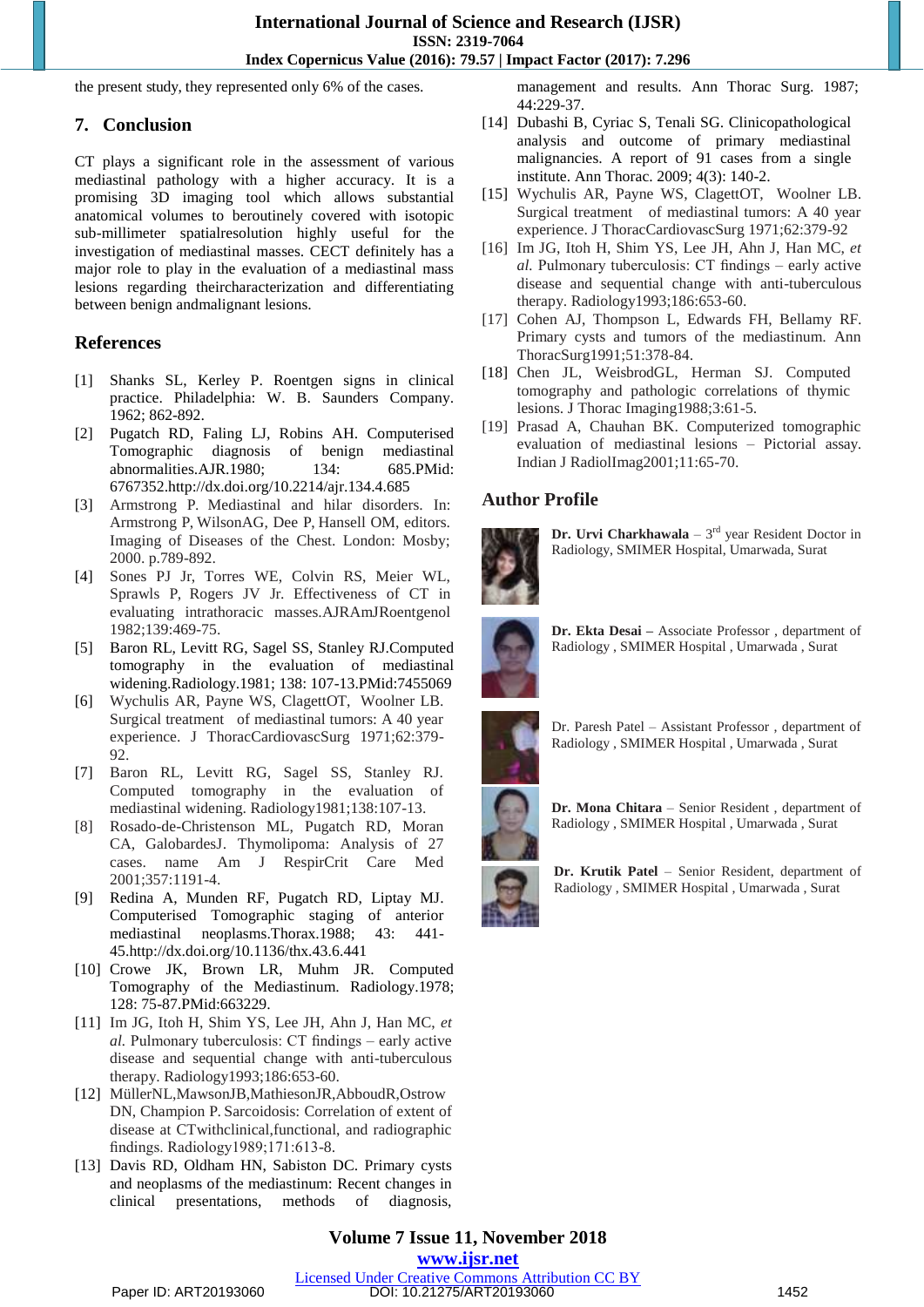the present study, they represented only 6% of the cases.

## 7. Conclusion

CT plays a significant role in the assessment of various mediastinal pathology with a higher accuracy. It is a promising 3D imaging tool which allows substantial anatomical volumes to beroutinely covered with isotopic sub-millimeter spatialresolution highly useful for the investigation of mediastinal masses. CECT definitely has a major role to play in the evaluation of a mediastinal mass lesions regarding theircharacterization and differentiating between benign andmalignant lesions.

## References

[1] Shanks SL, Kerley P. Roentgen signs in clinical practice. Philadelphia: W. B. Saunders Company. 1962; 862-892.

[2] Pugatch RD, Faling LJ, Robins AH. Computerised Tomographic diagnosis of benign mediastinal abnormalities.AJR.1980; 134: 685.PMid: 6767352.http://dx.doi.org/10.2214/ajr.134.4.685

[3] Armstrong P. Mediastinal and hilar disorders. In: Armstrong P, WilsonAG, Dee P, Hansell OM, editors. Imaging of Diseases of the Chest. London: Mosby; 2000. p.789-892.

[4] Sones PJ Jr, Torres WE, Colvin RS, Meier WL, Sprawls P, Rogers JV Jr. Effectiveness of CT in evaluating intrathoracic masses.AJRAmJRoentgenol 1982;139:469-75.

[5] Baron RL, Levitt RG, Sagel SS, Stanley RJ.Computed tomography in the evaluation of mediastinal widening.Radiology.1981: 138: 107-13.PMid:7455069

[6] Wychulis AR, Payne WS, ClagettOT, Woolner LB. Surgical treatment of mediastinal tumors: A 40 year experience. J ThoracCardiovascSurg 1971;62:379-92.

[7] Baron RL, Levitt RG, Sagel SS, Stanley RJ. Computed tomography in the evaluation of mediastinal widening. Radiology1981;138:107-13.

[8] Rosado-de-Christenson ML, Pugatch RD, Moran CA, GalobardesJ. Thymolipoma: Analysis of 27 cases. name Am J RespirCrit Care Med 2001;357:1191-4.

[9] Redina A, Munden RF, Pugatch RD, Liptay MJ. Computerised Tomographic staging of anterior mediastinal neoplasms.Thorax.1988; 43: 441-45.http://dx.doi.org/10.1136/thx.43.6.441

[10] Crowe JK, Brown LR, Muhm JR. Computed Tomography of the Mediastinum. Radiology.1978; 128: 75-87.PMid:663229.

[11] Im JG, Itoh H, Shim YS, Lee JH, Ahn J, Han MC, *et al.* Pulmonary tuberculosis: CT findings – early active disease and sequential change with anti-tuberculous therapy. Radiology1993;186:653-60.

[12] MüllerNL,MawsonJB,MathiesonJR,AbboudR,Ostrow DN, Champion P. Sarcoidosis: Correlation of extent of disease at CTwithclinical,functional, and radiographic findings. Radiology1989;171:613-8.

[13] Davis RD, Oldham HN, Sabiston DC. Primary cysts and neoplasms of the mediastinum: Recent changes in clinical presentations, methods of diagnosis, management and results. Ann Thorac Surg. 1987; 44:229-37.

[14] Dubashi B, Cyriac S, Tenali SG. Clinicopathological analysis and outcome of primary mediastinal malignancies. A report of 91 cases from a single institute. Ann Thorac. 2009; 4(3): 140-2.

[15] Wychulis AR, Payne WS, ClagettOT, Woolner LB. Surgical treatment of mediastinal tumors: A 40 year experience. J ThoracCardiovascSurg 1971;62:379-92

[16] Im JG, Itoh H, Shim YS, Lee JH, Ahn J, Han MC, *et al.* Pulmonary tuberculosis: CT findings – early active disease and sequential change with anti-tuberculous therapy. Radiology1993;186:653-60.

[17] Cohen AJ, Thompson L, Edwards FH, Bellamy RF. Primary cysts and tumors of the mediastinum. Ann ThoracSurg1991;51:378-84.

[18] Chen JL, WeisbrodGL, Herman SJ. Computed tomography and pathologic correlations of thymic lesions. J Thorac Imaging1988;3:61-5.

[19] Prasad A, Chauhan BK. Computerized tomographic evaluation of mediastinal lesions – Pictorial assay. Indian J RadiolImag2001;11:65-70.

## Author Profile

**Dr. Urvi Charkhawala** – 3rd year Resident Doctor in Radiology, SMIMER Hospital, Umarwada, Surat

**Dr. Ekta Desai –** Associate Professor , department of Radiology , SMIMER Hospital , Umarwada , Surat

Dr. Paresh Patel – Assistant Professor , department of Radiology , SMIMER Hospital , Umarwada , Surat

**Dr. Mona Chitara** – Senior Resident , department of Radiology , SMIMER Hospital , Umarwada , Surat

**Dr. Krutik Patel** – Senior Resident, department of Radiology , SMIMER Hospital , Umarwada , Surat